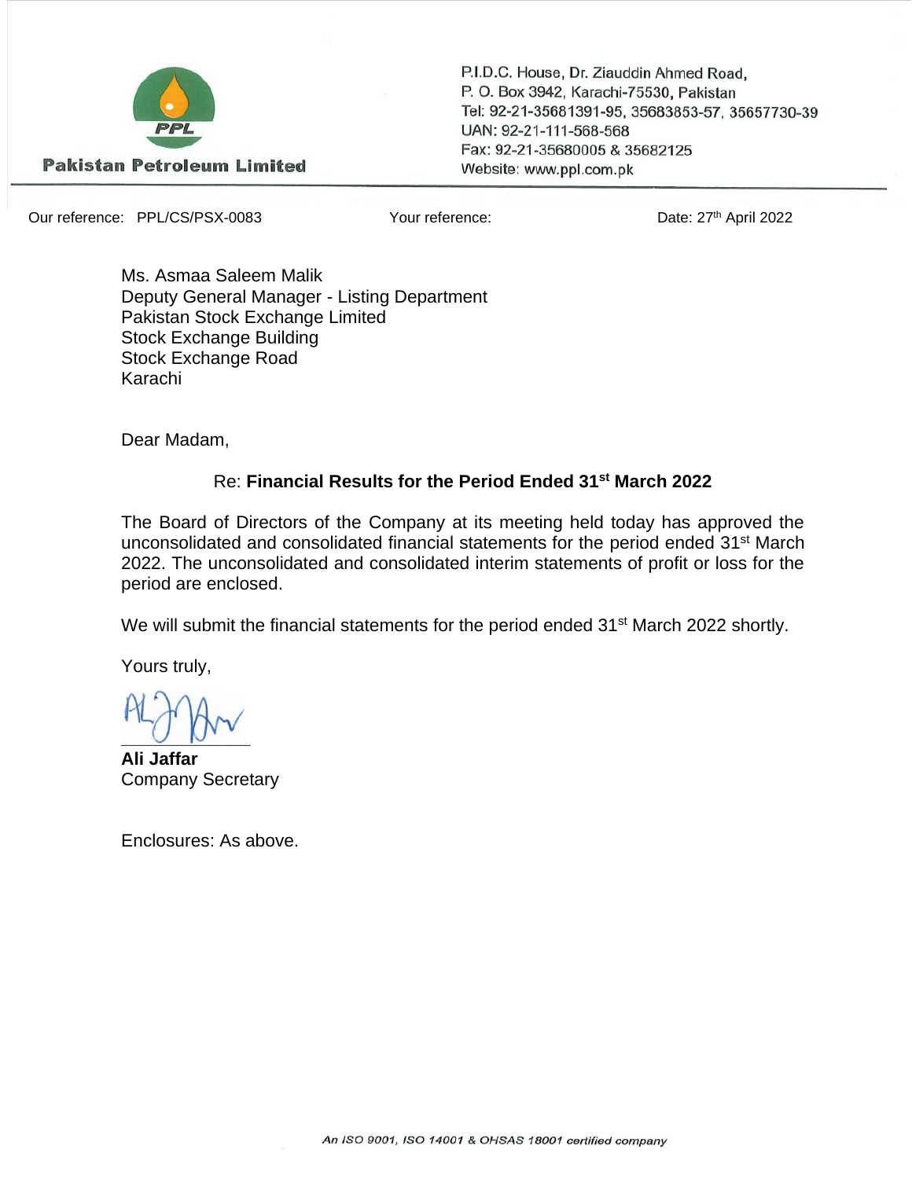**Pakistan Petroleum Limited**

P.I.D.C. House, Dr. Ziauddin Ahmed Road,
P. O. Box 3942, Karachi-75530, Pakistan
Tel: 92-21-35681391-95, 35683853-57, 35657730-39
UAN: 92-21-111-568-568
Fax: 92-21-35680005 & 35682125
Website: www.ppl.com.pk

---

Our reference: PPL/CS/PSX-0083 Your reference: Date: 27th April 2022

Ms. Asmaa Saleem Malik
Deputy General Manager - Listing Department
Pakistan Stock Exchange Limited
Stock Exchange Building
Stock Exchange Road
Karachi

Dear Madam,

Re: **Financial Results for the Period Ended 31st March 2022**

The Board of Directors of the Company at its meeting held today has approved the unconsolidated and consolidated financial statements for the period ended 31st March 2022. The unconsolidated and consolidated interim statements of profit or loss for the period are enclosed.

We will submit the financial statements for the period ended 31st March 2022 shortly.

Yours truly,

**Ali Jaffar**
Company Secretary

Enclosures: As above.

*An ISO 9001, ISO 14001 & OHSAS 18001 certified company*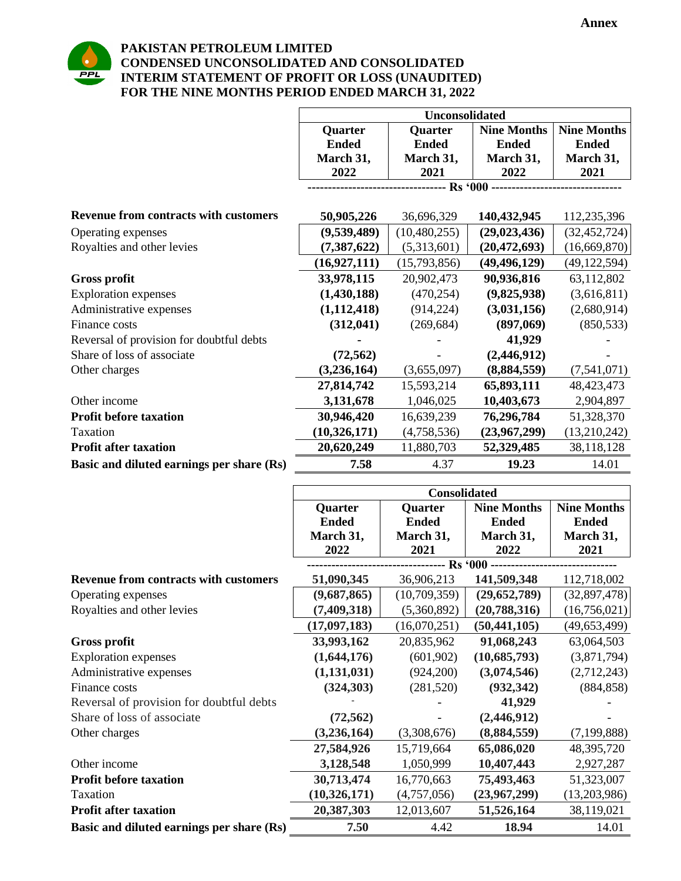Annex

# PAKISTAN PETROLEUM LIMITED
## CONDENSED UNCONSOLIDATED AND CONSOLIDATED INTERIM STATEMENT OF PROFIT OR LOSS (UNAUDITED) FOR THE NINE MONTHS PERIOD ENDED MARCH 31, 2022

| | Unconsolidated | | | |
|---|---|---|---|---|
| | **Quarter Ended March 31, 2022** | **Quarter Ended March 31, 2021** | **Nine Months Ended March 31, 2022** | **Nine Months Ended March 31, 2021** |
| | Rs '000 | | | |
| **Revenue from contracts with customers** | **50,905,226** | 36,696,329 | **140,432,945** | 112,235,396 |
| Operating expenses | **(9,539,489)** | (10,480,255) | **(29,023,436)** | (32,452,724) |
| Royalties and other levies | **(7,387,622)** | (5,313,601) | **(20,472,693)** | (16,669,870) |
| | **(16,927,111)** | (15,793,856) | **(49,496,129)** | (49,122,594) |
| **Gross profit** | **33,978,115** | 20,902,473 | **90,936,816** | 63,112,802 |
| Exploration expenses | **(1,430,188)** | (470,254) | **(9,825,938)** | (3,616,811) |
| Administrative expenses | **(1,112,418)** | (914,224) | **(3,031,156)** | (2,680,914) |
| Finance costs | **(312,041)** | (269,684) | **(897,069)** | (850,533) |
| Reversal of provision for doubtful debts | **-** | - | **41,929** | - |
| Share of loss of associate | **(72,562)** | - | **(2,446,912)** | - |
| Other charges | **(3,236,164)** | (3,655,097) | **(8,884,559)** | (7,541,071) |
| | **27,814,742** | 15,593,214 | **65,893,111** | 48,423,473 |
| Other income | **3,131,678** | 1,046,025 | **10,403,673** | 2,904,897 |
| **Profit before taxation** | **30,946,420** | 16,639,239 | **76,296,784** | 51,328,370 |
| Taxation | **(10,326,171)** | (4,758,536) | **(23,967,299)** | (13,210,242) |
| **Profit after taxation** | **20,620,249** | 11,880,703 | **52,329,485** | 38,118,128 |
| **Basic and diluted earnings per share (Rs)** | **7.58** | 4.37 | **19.23** | 14.01 |

| | Consolidated | | | |
|---|---|---|---|---|
| | **Quarter Ended March 31, 2022** | **Quarter Ended March 31, 2021** | **Nine Months Ended March 31, 2022** | **Nine Months Ended March 31, 2021** |
| | Rs '000 | | | |
| **Revenue from contracts with customers** | **51,090,345** | 36,906,213 | **141,509,348** | 112,718,002 |
| Operating expenses | **(9,687,865)** | (10,709,359) | **(29,652,789)** | (32,897,478) |
| Royalties and other levies | **(7,409,318)** | (5,360,892) | **(20,788,316)** | (16,756,021) |
| | **(17,097,183)** | (16,070,251) | **(50,441,105)** | (49,653,499) |
| **Gross profit** | **33,993,162** | 20,835,962 | **91,068,243** | 63,064,503 |
| Exploration expenses | **(1,644,176)** | (601,902) | **(10,685,793)** | (3,871,794) |
| Administrative expenses | **(1,131,031)** | (924,200) | **(3,074,546)** | (2,712,243) |
| Finance costs | **(324,303)** | (281,520) | **(932,342)** | (884,858) |
| Reversal of provision for doubtful debts | - | - | **41,929** | - |
| Share of loss of associate | **(72,562)** | - | **(2,446,912)** | - |
| Other charges | **(3,236,164)** | (3,308,676) | **(8,884,559)** | (7,199,888) |
| | **27,584,926** | 15,719,664 | **65,086,020** | 48,395,720 |
| Other income | **3,128,548** | 1,050,999 | **10,407,443** | 2,927,287 |
| **Profit before taxation** | **30,713,474** | 16,770,663 | **75,493,463** | 51,323,007 |
| Taxation | **(10,326,171)** | (4,757,056) | **(23,967,299)** | (13,203,986) |
| **Profit after taxation** | **20,387,303** | 12,013,607 | **51,526,164** | 38,119,021 |
| **Basic and diluted earnings per share (Rs)** | **7.50** | 4.42 | **18.94** | 14.01 |